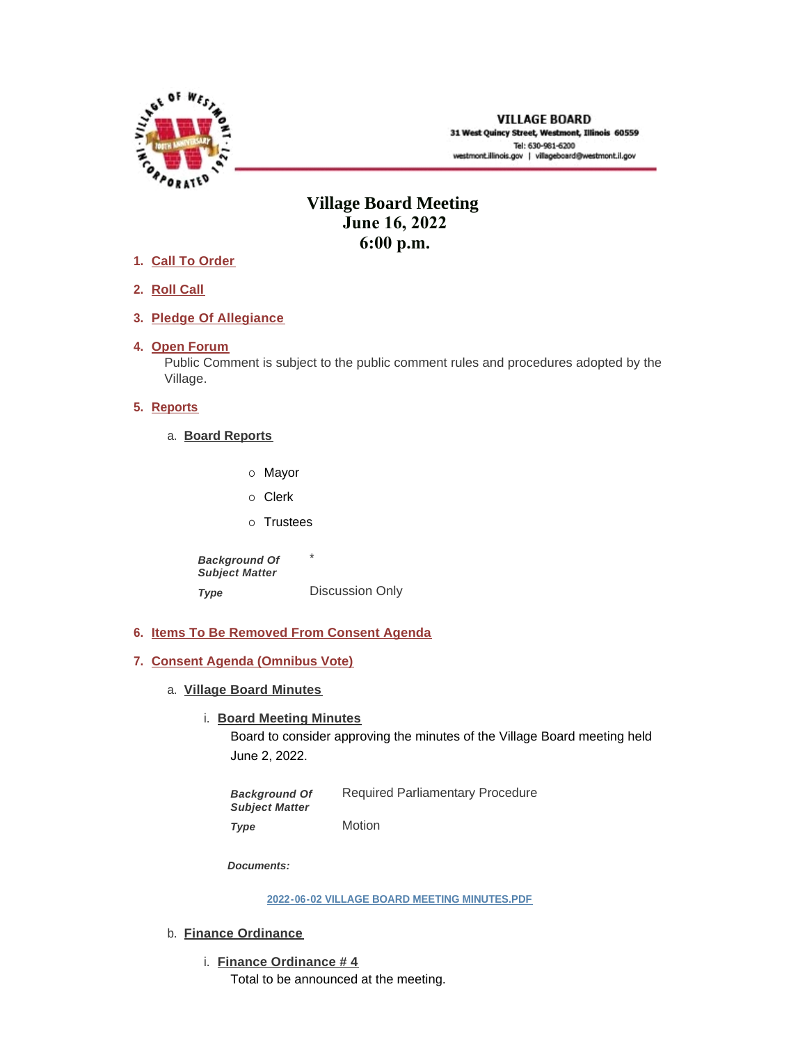VILLAGE BOARD
31 West Quincy Street, Westmont, Illinois 60559
Tel: 630-981-6200
westmont.illinois.gov | villageboard@westmont.il.gov

# Village Board Meeting
## June 16, 2022
## 6:00 p.m.

1. **Call To Order**

2. **Roll Call**

3. **Pledge Of Allegiance**

4. **Open Forum**

   Public Comment is subject to the public comment rules and procedures adopted by the Village.

5. **Reports**

   a. **Board Reports**

      - Mayor
      - Clerk
      - Trustees

      | | |
      |---|---|
      | ***Background Of Subject Matter*** | * |
      | ***Type*** | Discussion Only |

6. **Items To Be Removed From Consent Agenda**

7. **Consent Agenda (Omnibus Vote)**

   a. **Village Board Minutes**

      i. **Board Meeting Minutes**

         Board to consider approving the minutes of the Village Board meeting held June 2, 2022.

         | | |
         |---|---|
         | ***Background Of Subject Matter*** | Required Parliamentary Procedure |
         | ***Type*** | Motion |

         ***Documents:***

         2022-06-02 VILLAGE BOARD MEETING MINUTES.PDF

   b. **Finance Ordinance**

      i. **Finance Ordinance # 4**

         Total to be announced at the meeting.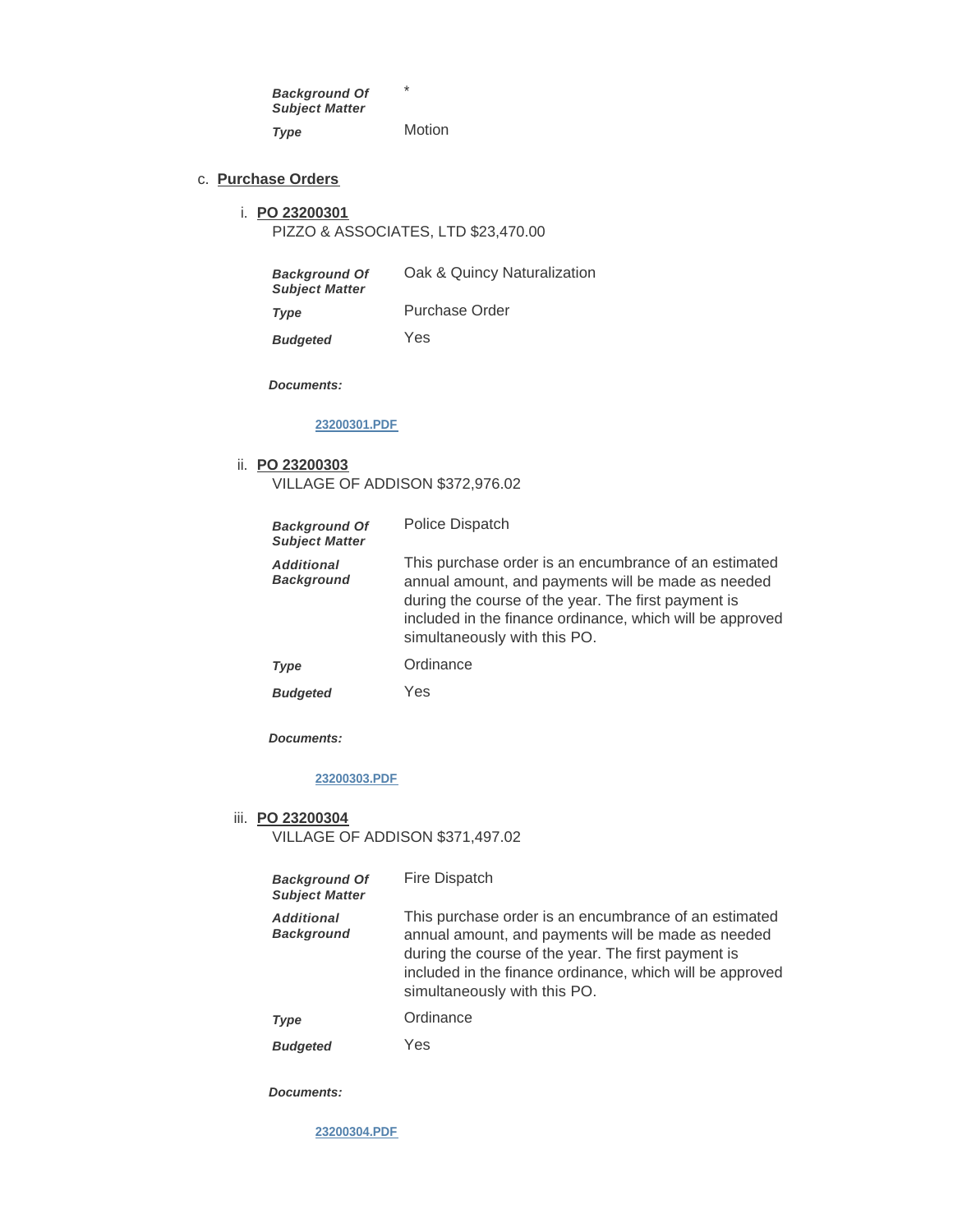| | |
|---|---|
| ***Background Of Subject Matter*** | * |
| ***Type*** | Motion |

c. **Purchase Orders**

i. **PO 23200301**

PIZZO & ASSOCIATES, LTD $23,470.00

| | |
|---|---|
| ***Background Of Subject Matter*** | Oak & Quincy Naturalization |
| ***Type*** | Purchase Order |
| ***Budgeted*** | Yes |

***Documents:***

23200301.PDF

ii. **PO 23200303**

VILLAGE OF ADDISON $372,976.02

| | |
|---|---|
| ***Background Of Subject Matter*** | Police Dispatch |
| ***Additional Background*** | This purchase order is an encumbrance of an estimated annual amount, and payments will be made as needed during the course of the year. The first payment is included in the finance ordinance, which will be approved simultaneously with this PO. |
| ***Type*** | Ordinance |
| ***Budgeted*** | Yes |

***Documents:***

23200303.PDF

iii. **PO 23200304**

VILLAGE OF ADDISON $371,497.02

| | |
|---|---|
| ***Background Of Subject Matter*** | Fire Dispatch |
| ***Additional Background*** | This purchase order is an encumbrance of an estimated annual amount, and payments will be made as needed during the course of the year. The first payment is included in the finance ordinance, which will be approved simultaneously with this PO. |
| ***Type*** | Ordinance |
| ***Budgeted*** | Yes |

***Documents:***

23200304.PDF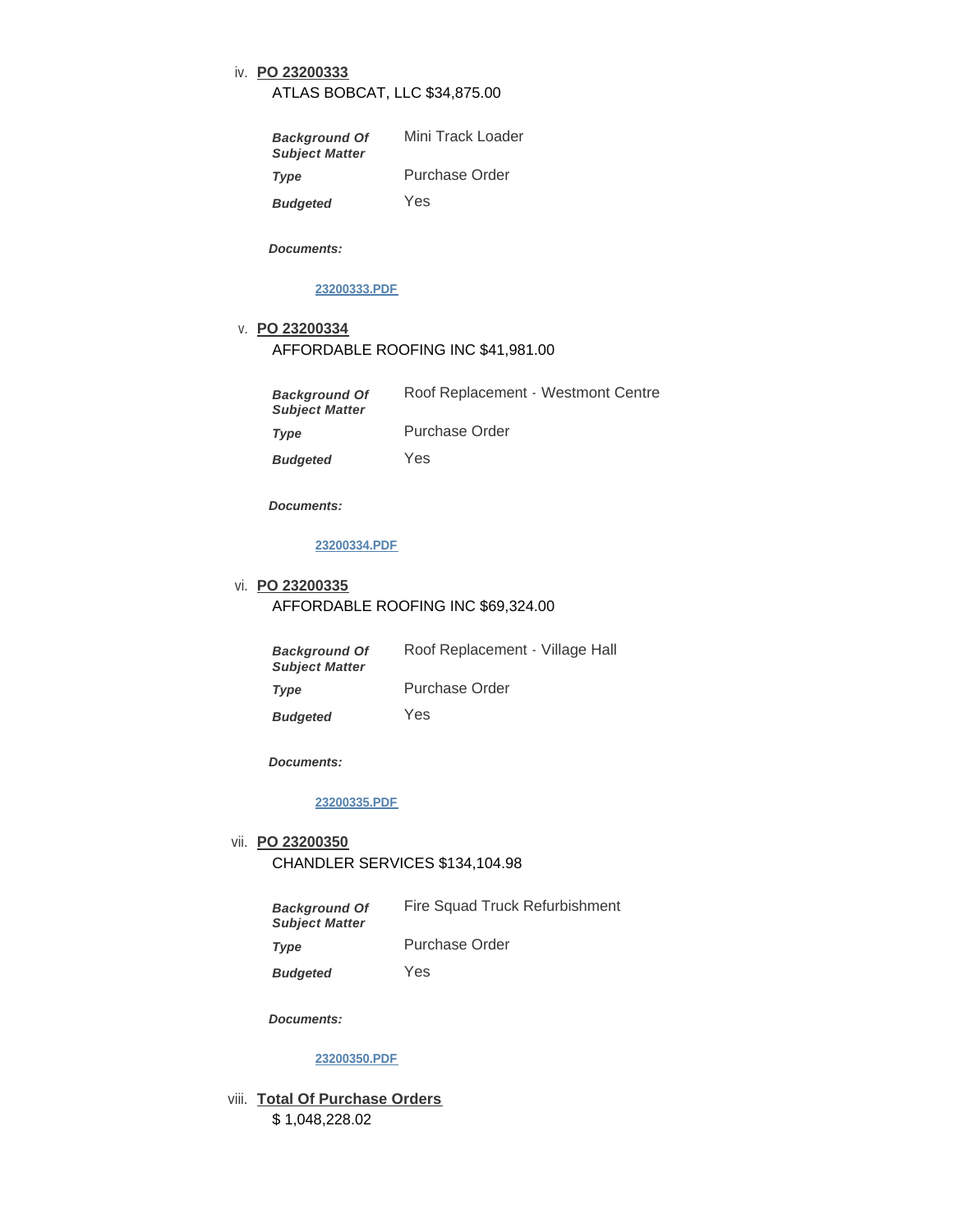iv. **PO 23200333**

ATLAS BOBCAT, LLC $34,875.00

| | |
|---|---|
| ***Background Of Subject Matter*** | Mini Track Loader |
| ***Type*** | Purchase Order |
| ***Budgeted*** | Yes |

***Documents:***

[23200333.PDF]

v. **PO 23200334**

AFFORDABLE ROOFING INC $41,981.00

| | |
|---|---|
| ***Background Of Subject Matter*** | Roof Replacement - Westmont Centre |
| ***Type*** | Purchase Order |
| ***Budgeted*** | Yes |

***Documents:***

[23200334.PDF]

vi. **PO 23200335**

AFFORDABLE ROOFING INC $69,324.00

| | |
|---|---|
| ***Background Of Subject Matter*** | Roof Replacement - Village Hall |
| ***Type*** | Purchase Order |
| ***Budgeted*** | Yes |

***Documents:***

[23200335.PDF]

vii. **PO 23200350**

CHANDLER SERVICES $134,104.98

| | |
|---|---|
| ***Background Of Subject Matter*** | Fire Squad Truck Refurbishment |
| ***Type*** | Purchase Order |
| ***Budgeted*** | Yes |

***Documents:***

[23200350.PDF]

viii. **Total Of Purchase Orders**

$ 1,048,228.02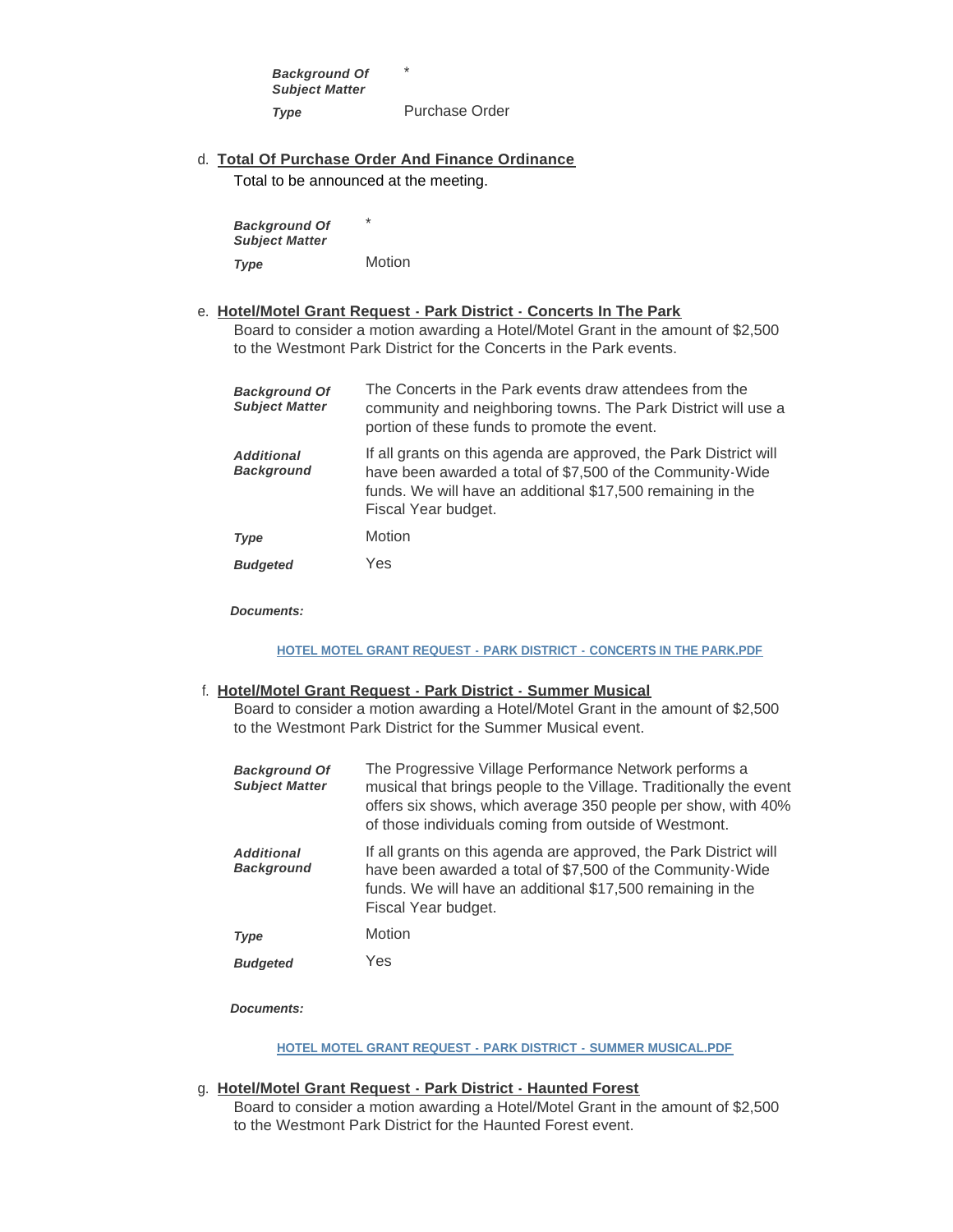| | |
|---|---|
| ***Background Of Subject Matter*** | * |
| ***Type*** | Purchase Order |

d. **Total Of Purchase Order And Finance Ordinance**

Total to be announced at the meeting.

| | |
|---|---|
| ***Background Of Subject Matter*** | * |
| ***Type*** | Motion |

e. **Hotel/Motel Grant Request - Park District - Concerts In The Park**

Board to consider a motion awarding a Hotel/Motel Grant in the amount of $2,500 to the Westmont Park District for the Concerts in the Park events.

| | |
|---|---|
| ***Background Of Subject Matter*** | The Concerts in the Park events draw attendees from the community and neighboring towns. The Park District will use a portion of these funds to promote the event. |
| ***Additional Background*** | If all grants on this agenda are approved, the Park District will have been awarded a total of $7,500 of the Community-Wide funds. We will have an additional $17,500 remaining in the Fiscal Year budget. |
| ***Type*** | Motion |
| ***Budgeted*** | Yes |

***Documents:***

HOTEL MOTEL GRANT REQUEST - PARK DISTRICT - CONCERTS IN THE PARK.PDF

f. **Hotel/Motel Grant Request - Park District - Summer Musical**

Board to consider a motion awarding a Hotel/Motel Grant in the amount of $2,500 to the Westmont Park District for the Summer Musical event.

| | |
|---|---|
| ***Background Of Subject Matter*** | The Progressive Village Performance Network performs a musical that brings people to the Village. Traditionally the event offers six shows, which average 350 people per show, with 40% of those individuals coming from outside of Westmont. |
| ***Additional Background*** | If all grants on this agenda are approved, the Park District will have been awarded a total of $7,500 of the Community-Wide funds. We will have an additional $17,500 remaining in the Fiscal Year budget. |
| ***Type*** | Motion |
| ***Budgeted*** | Yes |

***Documents:***

HOTEL MOTEL GRANT REQUEST - PARK DISTRICT - SUMMER MUSICAL.PDF

g. **Hotel/Motel Grant Request - Park District - Haunted Forest**

Board to consider a motion awarding a Hotel/Motel Grant in the amount of $2,500 to the Westmont Park District for the Haunted Forest event.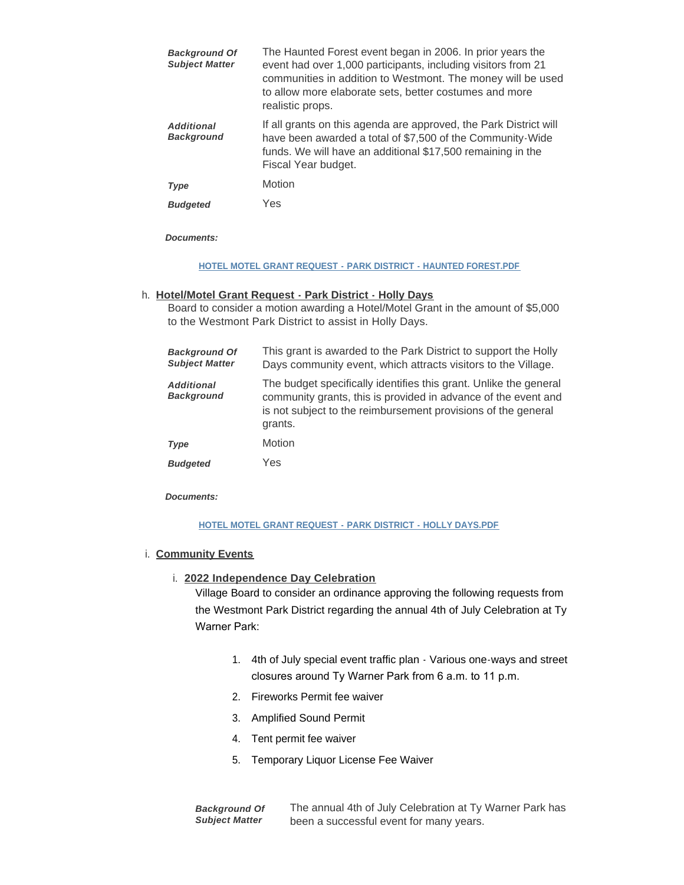| | |
|---|---|
| ***Background Of Subject Matter*** | The Haunted Forest event began in 2006. In prior years the event had over 1,000 participants, including visitors from 21 communities in addition to Westmont. The money will be used to allow more elaborate sets, better costumes and more realistic props. |
| ***Additional Background*** | If all grants on this agenda are approved, the Park District will have been awarded a total of $7,500 of the Community-Wide funds. We will have an additional $17,500 remaining in the Fiscal Year budget. |
| ***Type*** | Motion |
| ***Budgeted*** | Yes |

***Documents:***

HOTEL MOTEL GRANT REQUEST - PARK DISTRICT - HAUNTED FOREST.PDF

h. **Hotel/Motel Grant Request - Park District - Holly Days**

Board to consider a motion awarding a Hotel/Motel Grant in the amount of $5,000 to the Westmont Park District to assist in Holly Days.

| | |
|---|---|
| ***Background Of Subject Matter*** | This grant is awarded to the Park District to support the Holly Days community event, which attracts visitors to the Village. |
| ***Additional Background*** | The budget specifically identifies this grant. Unlike the general community grants, this is provided in advance of the event and is not subject to the reimbursement provisions of the general grants. |
| ***Type*** | Motion |
| ***Budgeted*** | Yes |

***Documents:***

HOTEL MOTEL GRANT REQUEST - PARK DISTRICT - HOLLY DAYS.PDF

i. **Community Events**

i. **2022 Independence Day Celebration**

Village Board to consider an ordinance approving the following requests from the Westmont Park District regarding the annual 4th of July Celebration at Ty Warner Park:

1. 4th of July special event traffic plan - Various one-ways and street closures around Ty Warner Park from 6 a.m. to 11 p.m.
2. Fireworks Permit fee waiver
3. Amplified Sound Permit
4. Tent permit fee waiver
5. Temporary Liquor License Fee Waiver

| | |
|---|---|
| ***Background Of Subject Matter*** | The annual 4th of July Celebration at Ty Warner Park has been a successful event for many years. |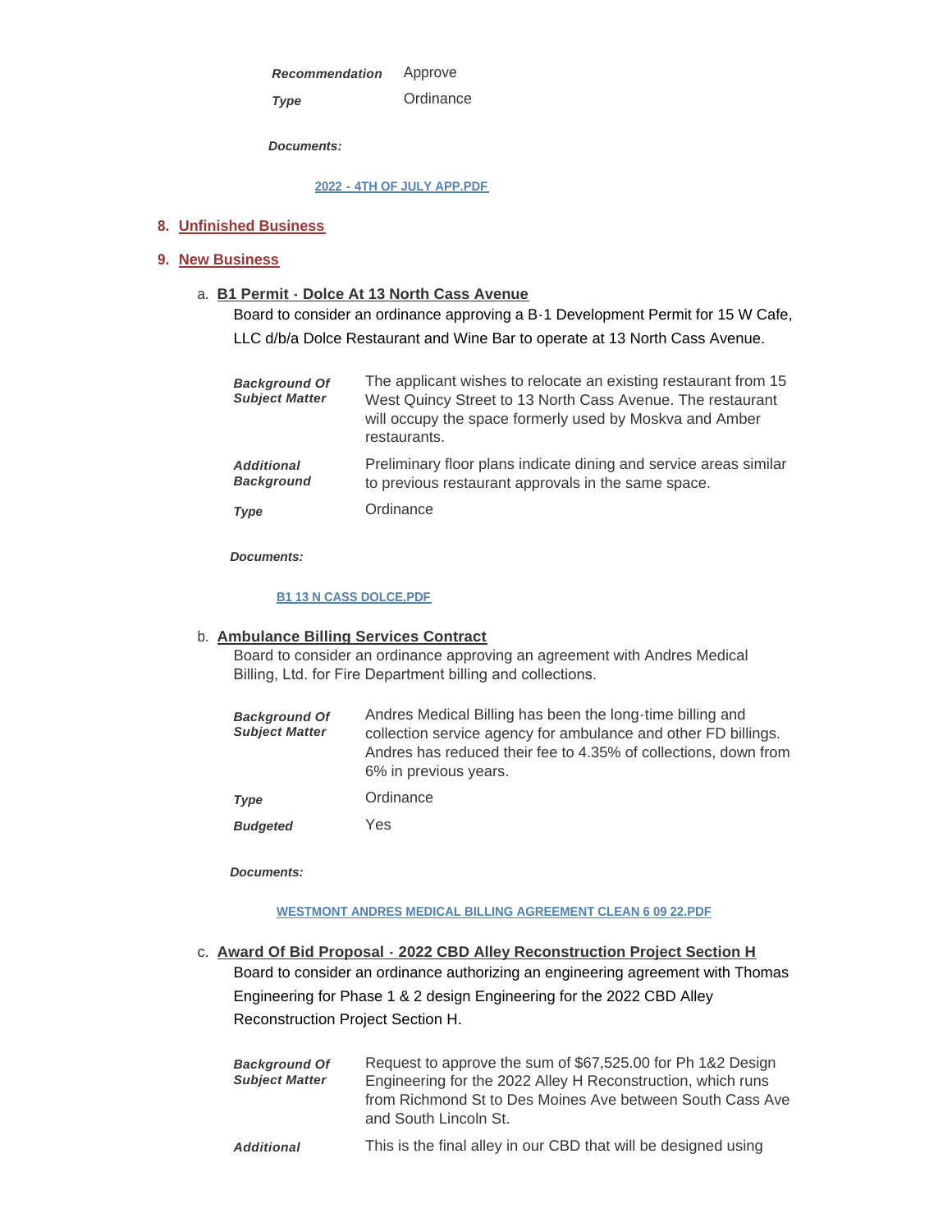| | |
|---|---|
| ***Recommendation*** | Approve |
| ***Type*** | Ordinance |

***Documents:***

2022 - 4TH OF JULY APP.PDF

## 8. Unfinished Business

## 9. New Business

### a. B1 Permit - Dolce At 13 North Cass Avenue

Board to consider an ordinance approving a B-1 Development Permit for 15 W Cafe, LLC d/b/a Dolce Restaurant and Wine Bar to operate at 13 North Cass Avenue.

| | |
|---|---|
| ***Background Of Subject Matter*** | The applicant wishes to relocate an existing restaurant from 15 West Quincy Street to 13 North Cass Avenue. The restaurant will occupy the space formerly used by Moskva and Amber restaurants. |
| ***Additional Background*** | Preliminary floor plans indicate dining and service areas similar to previous restaurant approvals in the same space. |
| ***Type*** | Ordinance |

***Documents:***

B1 13 N CASS DOLCE.PDF

### b. Ambulance Billing Services Contract

Board to consider an ordinance approving an agreement with Andres Medical Billing, Ltd. for Fire Department billing and collections.

| | |
|---|---|
| ***Background Of Subject Matter*** | Andres Medical Billing has been the long-time billing and collection service agency for ambulance and other FD billings. Andres has reduced their fee to 4.35% of collections, down from 6% in previous years. |
| ***Type*** | Ordinance |
| ***Budgeted*** | Yes |

***Documents:***

WESTMONT ANDRES MEDICAL BILLING AGREEMENT CLEAN 6 09 22.PDF

### c. Award Of Bid Proposal - 2022 CBD Alley Reconstruction Project Section H

Board to consider an ordinance authorizing an engineering agreement with Thomas Engineering for Phase 1 & 2 design Engineering for the 2022 CBD Alley Reconstruction Project Section H.

| | |
|---|---|
| ***Background Of Subject Matter*** | Request to approve the sum of $67,525.00 for Ph 1&2 Design Engineering for the 2022 Alley H Reconstruction, which runs from Richmond St to Des Moines Ave between South Cass Ave and South Lincoln St. |
| ***Additional*** | This is the final alley in our CBD that will be designed using |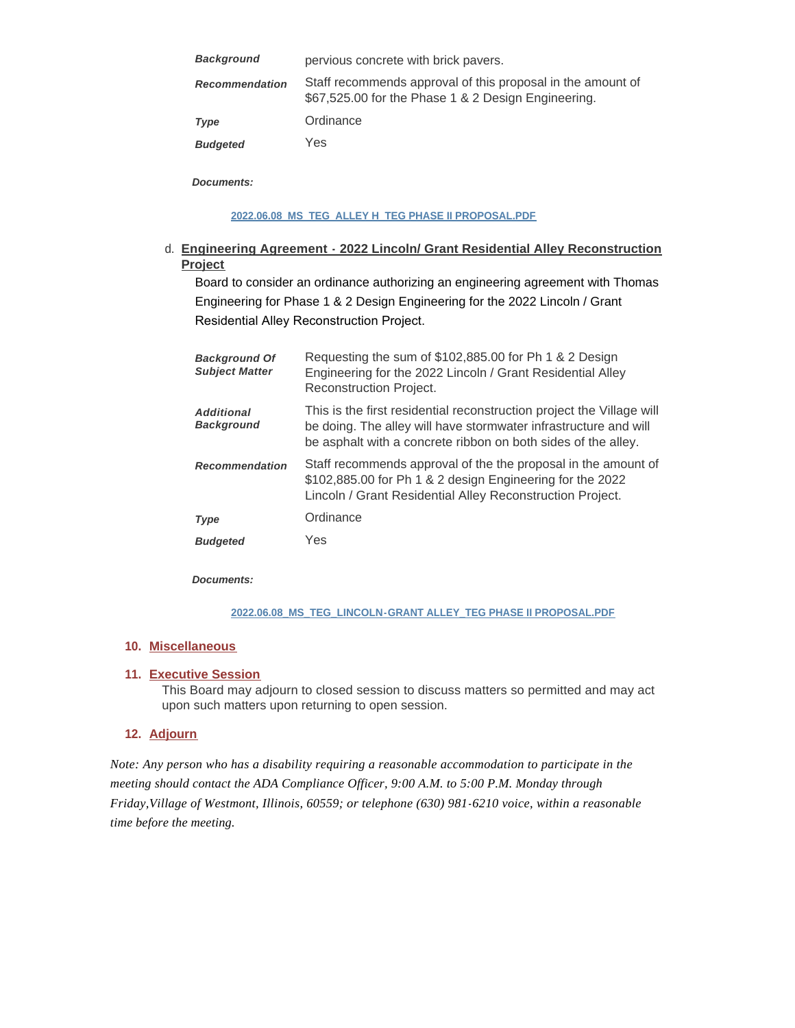| | |
|---|---|
| ***Background*** | pervious concrete with brick pavers. |
| ***Recommendation*** | Staff recommends approval of this proposal in the amount of $67,525.00 for the Phase 1 & 2 Design Engineering. |
| ***Type*** | Ordinance |
| ***Budgeted*** | Yes |

***Documents:***

2022.06.08_MS_TEG_ALLEY H_TEG PHASE II PROPOSAL.PDF

d. **Engineering Agreement - 2022 Lincoln/ Grant Residential Alley Reconstruction Project**

Board to consider an ordinance authorizing an engineering agreement with Thomas Engineering for Phase 1 & 2 Design Engineering for the 2022 Lincoln / Grant Residential Alley Reconstruction Project.

| | |
|---|---|
| ***Background Of Subject Matter*** | Requesting the sum of $102,885.00 for Ph 1 & 2 Design Engineering for the 2022 Lincoln / Grant Residential Alley Reconstruction Project. |
| ***Additional Background*** | This is the first residential reconstruction project the Village will be doing. The alley will have stormwater infrastructure and will be asphalt with a concrete ribbon on both sides of the alley. |
| ***Recommendation*** | Staff recommends approval of the the proposal in the amount of $102,885.00 for Ph 1 & 2 design Engineering for the 2022 Lincoln / Grant Residential Alley Reconstruction Project. |
| ***Type*** | Ordinance |
| ***Budgeted*** | Yes |

***Documents:***

2022.06.08_MS_TEG_LINCOLN-GRANT ALLEY_TEG PHASE II PROPOSAL.PDF

## 10. Miscellaneous

## 11. Executive Session

This Board may adjourn to closed session to discuss matters so permitted and may act upon such matters upon returning to open session.

## 12. Adjourn

*Note: Any person who has a disability requiring a reasonable accommodation to participate in the meeting should contact the ADA Compliance Officer, 9:00 A.M. to 5:00 P.M. Monday through Friday,Village of Westmont, Illinois, 60559; or telephone (630) 981-6210 voice, within a reasonable time before the meeting.*